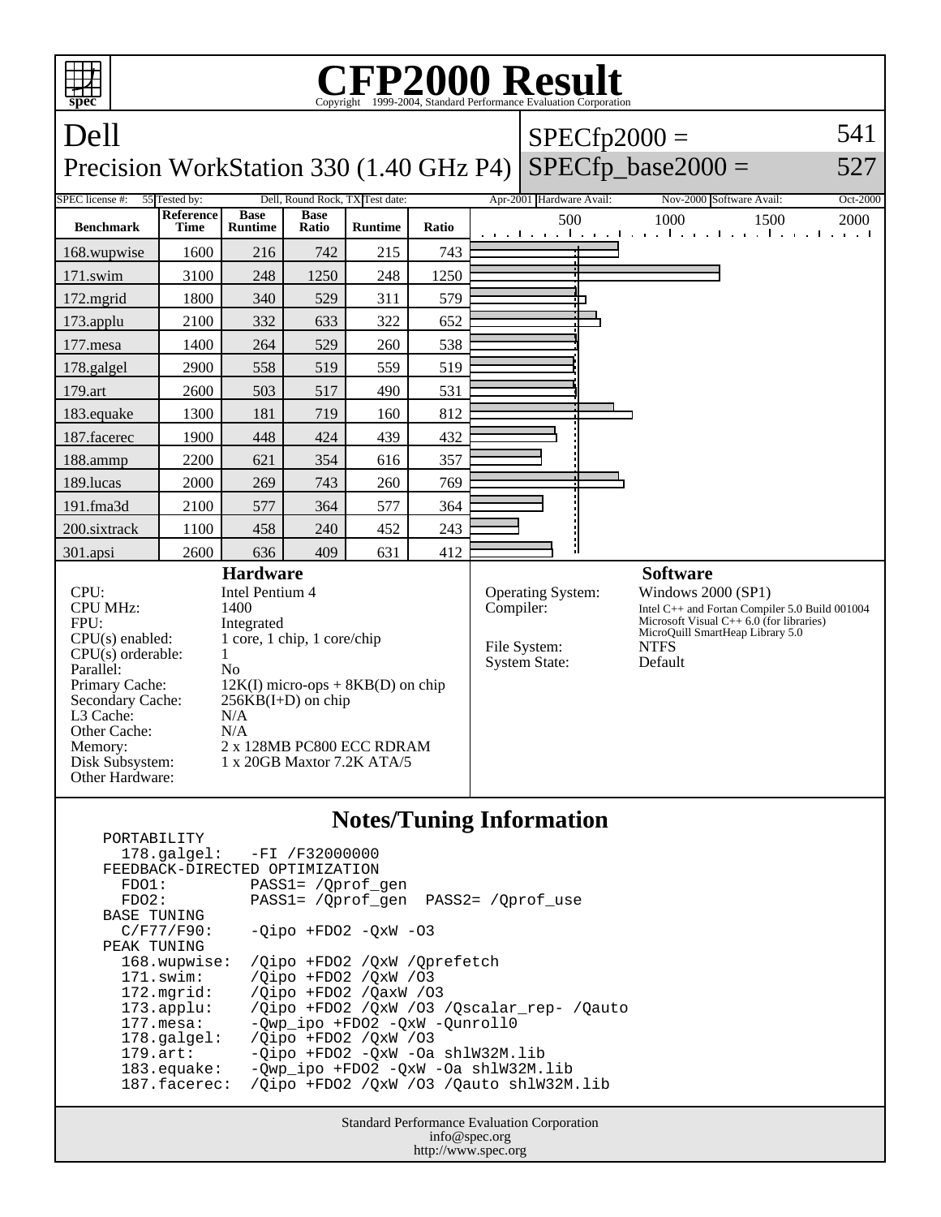# CFP2000 Result

Copyright 1999-2004, Standard Performance Evaluation Corporation

## Dell

### Precision WorkStation 330 (1.40 GHz P4)

SPECfp2000 = 541

SPECfp_base2000 = 527

| SPEC license #: | 55 | Tested by: | Dell, Round Rock, TX | Test date: | Apr-2001 | Hardware Avail: | Nov-2000 | Software Avail: | Oct-2000 |
|---|---|---|---|---|---|---|---|---|---|

| Benchmark | Reference Time | Base Runtime | Base Ratio | Runtime | Ratio |
|---|---|---|---|---|---|
| 168.wupwise | 1600 | 216 | 742 | 215 | 743 |
| 171.swim | 3100 | 248 | 1250 | 248 | 1250 |
| 172.mgrid | 1800 | 340 | 529 | 311 | 579 |
| 173.applu | 2100 | 332 | 633 | 322 | 652 |
| 177.mesa | 1400 | 264 | 529 | 260 | 538 |
| 178.galgel | 2900 | 558 | 519 | 559 | 519 |
| 179.art | 2600 | 503 | 517 | 490 | 531 |
| 183.equake | 1300 | 181 | 719 | 160 | 812 |
| 187.facerec | 1900 | 448 | 424 | 439 | 432 |
| 188.ammp | 2200 | 621 | 354 | 616 | 357 |
| 189.lucas | 2000 | 269 | 743 | 260 | 769 |
| 191.fma3d | 2100 | 577 | 364 | 577 | 364 |
| 200.sixtrack | 1100 | 458 | 240 | 452 | 243 |
| 301.apsi | 2600 | 636 | 409 | 631 | 412 |

## Hardware

| | |
|---|---|
| CPU: | Intel Pentium 4 |
| CPU MHz: | 1400 |
| FPU: | Integrated |
| CPU(s) enabled: | 1 core, 1 chip, 1 core/chip |
| CPU(s) orderable: | 1 |
| Parallel: | No |
| Primary Cache: | 12K(I) micro-ops + 8KB(D) on chip |
| Secondary Cache: | 256KB(I+D) on chip |
| L3 Cache: | N/A |
| Other Cache: | N/A |
| Memory: | 2 x 128MB PC800 ECC RDRAM |
| Disk Subsystem: | 1 x 20GB Maxtor 7.2K ATA/5 |
| Other Hardware: | |

## Software

| | |
|---|---|
| Operating System: | Windows 2000 (SP1) |
| Compiler: | Intel C++ and Fortan Compiler 5.0 Build 001004<br>Microsoft Visual C++ 6.0 (for libraries)<br>MicroQuill SmartHeap Library 5.0 |
| File System: | NTFS |
| System State: | Default |

## Notes/Tuning Information

```
PORTABILITY
  178.galgel:   -FI /F32000000
FEEDBACK-DIRECTED OPTIMIZATION
  FDO1:         PASS1= /Qprof_gen
  FDO2:         PASS1= /Qprof_gen  PASS2= /Qprof_use
BASE TUNING
  C/F77/F90:    -Qipo +FDO2 -QxW -O3
PEAK TUNING
  168.wupwise:  /Qipo +FDO2 /QxW /Qprefetch
  171.swim:     /Qipo +FDO2 /QxW /O3
  172.mgrid:    /Qipo +FDO2 /QaxW /O3
  173.applu:    /Qipo +FDO2 /QxW /O3 /Qscalar_rep- /Qauto
  177.mesa:     -Qwp_ipo +FDO2 -QxW -Qunroll0
  178.galgel:   /Qipo +FDO2 /QxW /O3
  179.art:      -Qipo +FDO2 -QxW -Oa shlW32M.lib
  183.equake:   -Qwp_ipo +FDO2 -QxW -Oa shlW32M.lib
  187.facerec:  /Qipo +FDO2 /QxW /O3 /Qauto shlW32M.lib
```

Standard Performance Evaluation Corporation
info@spec.org
http://www.spec.org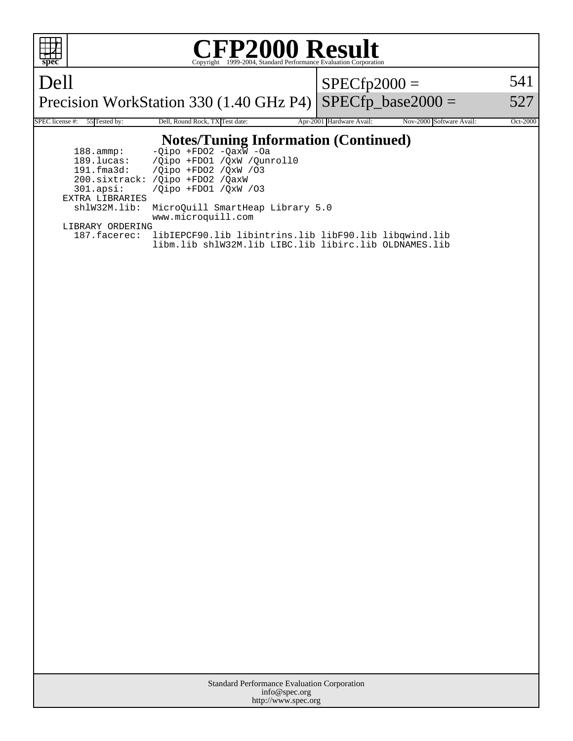# CFP2000 Result

Copyright 1999-2004, Standard Performance Evaluation Corporation

Dell

Precision WorkStation 330 (1.40 GHz P4)

SPECfp2000 = 541

SPECfp_base2000 = 527

| SPEC license #: | 55 | Tested by: | Dell, Round Rock, TX | Test date: | Apr-2001 | Hardware Avail: | Nov-2000 | Software Avail: | Oct-2000 |
|---|---|---|---|---|---|---|---|---|---|

## Notes/Tuning Information (Continued)

```
  188.ammp:     -Qipo +FDO2 -QaxW -Oa
  189.lucas:    /Qipo +FDO1 /QxW /Qunroll0
  191.fma3d:    /Qipo +FDO2 /QxW /O3
  200.sixtrack: /Qipo +FDO2 /QaxW
  301.apsi:     /Qipo +FDO1 /QxW /O3
EXTRA LIBRARIES
  shlW32M.lib:  MicroQuill SmartHeap Library 5.0
                www.microquill.com
LIBRARY ORDERING
  187.facerec:  libIEPCF90.lib libintrins.lib libF90.lib libqwind.lib
                libm.lib shlW32M.lib LIBC.lib libirc.lib OLDNAMES.lib
```

Standard Performance Evaluation Corporation
info@spec.org
http://www.spec.org